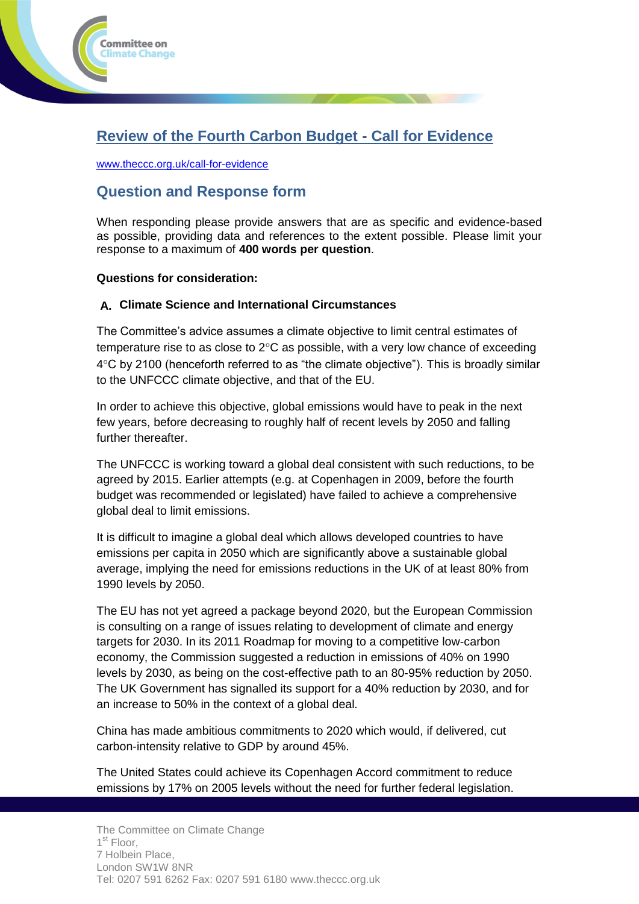# Review of the Fourth Carbon Budget - Call for Evidence

www.theccc.org.uk/call-for-evidence

## Question and Response form

When responding please provide answers that are as specific and evidence-based as possible, providing data and references to the extent possible. Please limit your response to a maximum of **400 words per question**.

**Questions for consideration:**

### A. Climate Science and International Circumstances

The Committee's advice assumes a climate objective to limit central estimates of temperature rise to as close to 2°C as possible, with a very low chance of exceeding 4°C by 2100 (henceforth referred to as "the climate objective"). This is broadly similar to the UNFCCC climate objective, and that of the EU.

In order to achieve this objective, global emissions would have to peak in the next few years, before decreasing to roughly half of recent levels by 2050 and falling further thereafter.

The UNFCCC is working toward a global deal consistent with such reductions, to be agreed by 2015. Earlier attempts (e.g. at Copenhagen in 2009, before the fourth budget was recommended or legislated) have failed to achieve a comprehensive global deal to limit emissions.

It is difficult to imagine a global deal which allows developed countries to have emissions per capita in 2050 which are significantly above a sustainable global average, implying the need for emissions reductions in the UK of at least 80% from 1990 levels by 2050.

The EU has not yet agreed a package beyond 2020, but the European Commission is consulting on a range of issues relating to development of climate and energy targets for 2030. In its 2011 Roadmap for moving to a competitive low-carbon economy, the Commission suggested a reduction in emissions of 40% on 1990 levels by 2030, as being on the cost-effective path to an 80-95% reduction by 2050. The UK Government has signalled its support for a 40% reduction by 2030, and for an increase to 50% in the context of a global deal.

China has made ambitious commitments to 2020 which would, if delivered, cut carbon-intensity relative to GDP by around 45%.

The United States could achieve its Copenhagen Accord commitment to reduce emissions by 17% on 2005 levels without the need for further federal legislation.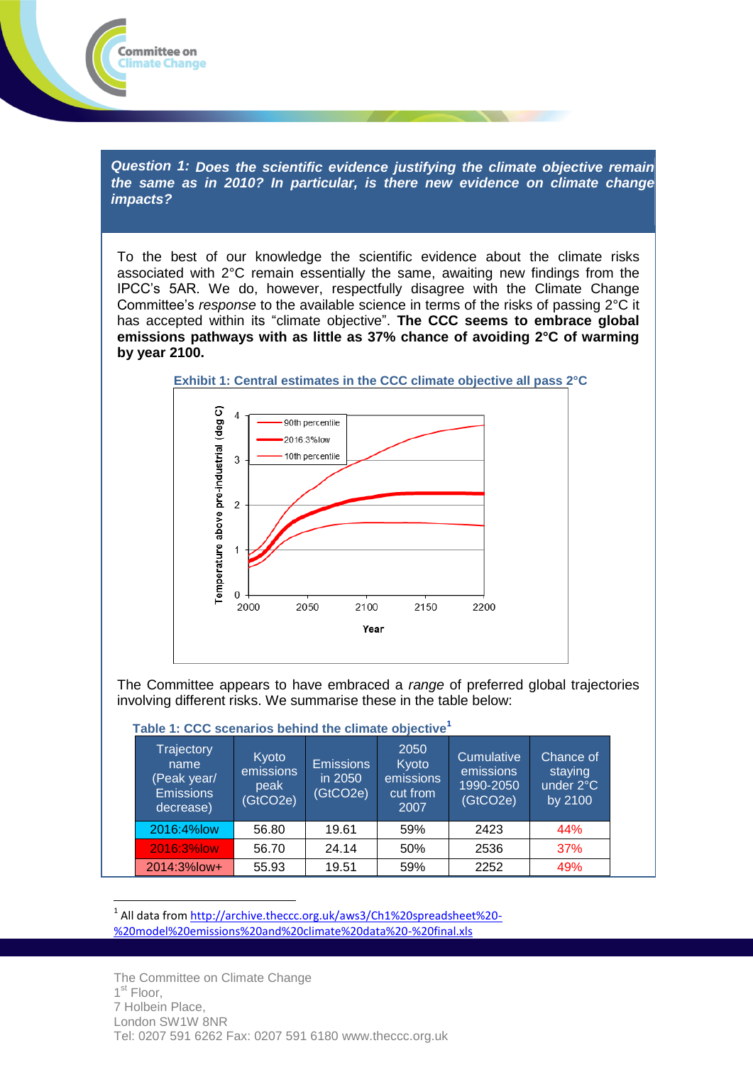**Question 1:** ***Does the scientific evidence justifying the climate objective remain the same as in 2010? In particular, is there new evidence on climate change impacts?***

To the best of our knowledge the scientific evidence about the climate risks associated with 2°C remain essentially the same, awaiting new findings from the IPCC's 5AR. We do, however, respectfully disagree with the Climate Change Committee's *response* to the available science in terms of the risks of passing 2°C it has accepted within its "climate objective". **The CCC seems to embrace global emissions pathways with as little as 37% chance of avoiding 2°C of warming by year 2100.**

**Exhibit 1: Central estimates in the CCC climate objective all pass 2°C**

The Committee appears to have embraced a *range* of preferred global trajectories involving different risks. We summarise these in the table below:

**Table 1: CCC scenarios behind the climate objective**[1]

| Trajectory name (Peak year/ Emissions decrease) | Kyoto emissions peak ($GtCO_2e$) | Emissions in 2050 ($GtCO_2e$) | 2050 Kyoto emissions cut from 2007 | Cumulative emissions 1990-2050 ($GtCO_2e$) | Chance of staying under 2°C by 2100 |
|---|---|---|---|---|---|
| 2016:4%low | 56.80 | 19.61 | 59% | 2423 | 44% |
| 2016:3%low | 56.70 | 24.14 | 50% | 2536 | 37% |
| 2014:3%low+ | 55.93 | 19.51 | 59% | 2252 | 49% |

[1] All data from http://archive.theccc.org.uk/aws3/Ch1%20spreadsheet%20-%20model%20emissions%20and%20climate%20data%20-%20final.xls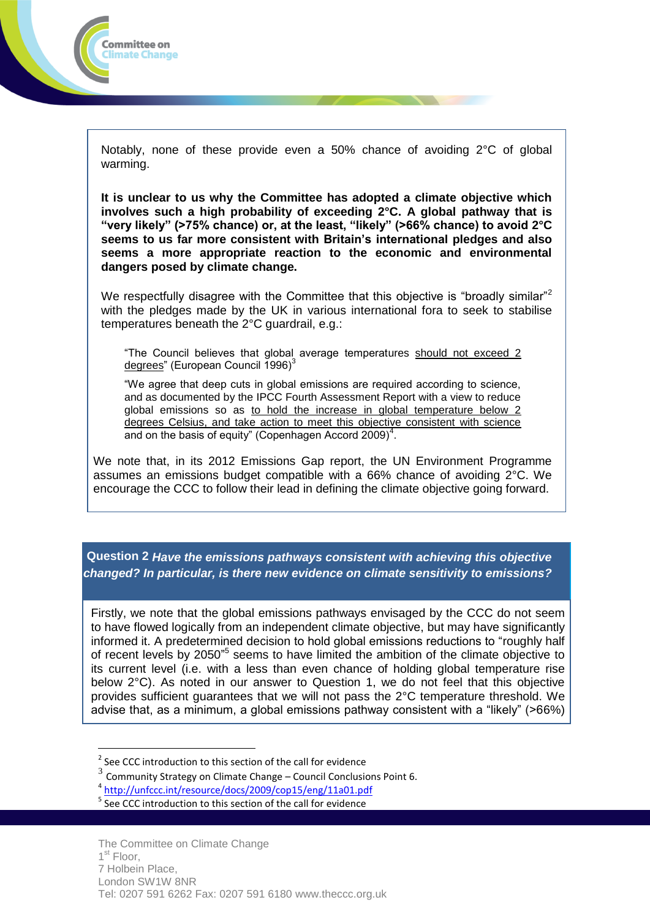Notably, none of these provide even a 50% chance of avoiding 2°C of global warming.

**It is unclear to us why the Committee has adopted a climate objective which involves such a high probability of exceeding 2°C. A global pathway that is "very likely" (>75% chance) or, at the least, "likely" (>66% chance) to avoid 2°C seems to us far more consistent with Britain's international pledges and also seems a more appropriate reaction to the economic and environmental dangers posed by climate change.**

We respectfully disagree with the Committee that this objective is "broadly similar"[2] with the pledges made by the UK in various international fora to seek to stabilise temperatures beneath the 2°C guardrail, e.g.:

> "The Council believes that global average temperatures should not exceed 2 degrees" (European Council 1996)[3]
>
> "We agree that deep cuts in global emissions are required according to science, and as documented by the IPCC Fourth Assessment Report with a view to reduce global emissions so as to hold the increase in global temperature below 2 degrees Celsius, and take action to meet this objective consistent with science and on the basis of equity" (Copenhagen Accord 2009)[4].

We note that, in its 2012 Emissions Gap report, the UN Environment Programme assumes an emissions budget compatible with a 66% chance of avoiding 2°C. We encourage the CCC to follow their lead in defining the climate objective going forward.

**Question 2** ***Have the emissions pathways consistent with achieving this objective changed? In particular, is there new evidence on climate sensitivity to emissions?***

Firstly, we note that the global emissions pathways envisaged by the CCC do not seem to have flowed logically from an independent climate objective, but may have significantly informed it. A predetermined decision to hold global emissions reductions to "roughly half of recent levels by 2050"[5] seems to have limited the ambition of the climate objective to its current level (i.e. with a less than even chance of holding global temperature rise below 2°C). As noted in our answer to Question 1, we do not feel that this objective provides sufficient guarantees that we will not pass the 2°C temperature threshold. We advise that, as a minimum, a global emissions pathway consistent with a "likely" (>66%)

---

[2] See CCC introduction to this section of the call for evidence

[3] Community Strategy on Climate Change – Council Conclusions Point 6.

[4] http://unfccc.int/resource/docs/2009/cop15/eng/11a01.pdf

[5] See CCC introduction to this section of the call for evidence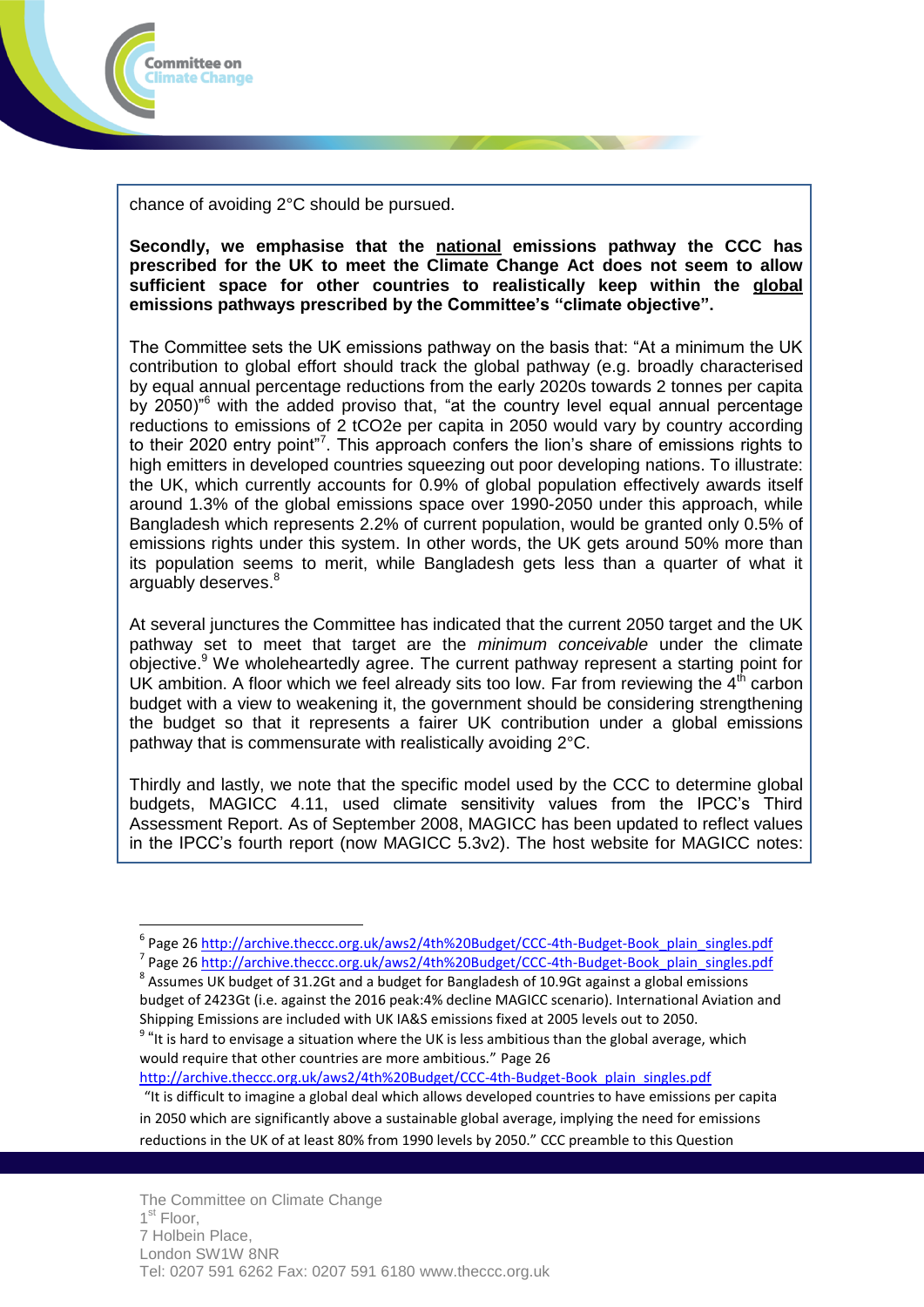chance of avoiding 2°C should be pursued.

**Secondly, we emphasise that the national emissions pathway the CCC has prescribed for the UK to meet the Climate Change Act does not seem to allow sufficient space for other countries to realistically keep within the global emissions pathways prescribed by the Committee's "climate objective".**

The Committee sets the UK emissions pathway on the basis that: "At a minimum the UK contribution to global effort should track the global pathway (e.g. broadly characterised by equal annual percentage reductions from the early 2020s towards 2 tonnes per capita by 2050)"[6] with the added proviso that, "at the country level equal annual percentage reductions to emissions of 2 tCO2e per capita in 2050 would vary by country according to their 2020 entry point"[7]. This approach confers the lion's share of emissions rights to high emitters in developed countries squeezing out poor developing nations. To illustrate: the UK, which currently accounts for 0.9% of global population effectively awards itself around 1.3% of the global emissions space over 1990-2050 under this approach, while Bangladesh which represents 2.2% of current population, would be granted only 0.5% of emissions rights under this system. In other words, the UK gets around 50% more than its population seems to merit, while Bangladesh gets less than a quarter of what it arguably deserves.[8]

At several junctures the Committee has indicated that the current 2050 target and the UK pathway set to meet that target are the *minimum conceivable* under the climate objective.[9] We wholeheartedly agree. The current pathway represent a starting point for UK ambition. A floor which we feel already sits too low. Far from reviewing the 4th carbon budget with a view to weakening it, the government should be considering strengthening the budget so that it represents a fairer UK contribution under a global emissions pathway that is commensurate with realistically avoiding 2°C.

Thirdly and lastly, we note that the specific model used by the CCC to determine global budgets, MAGICC 4.11, used climate sensitivity values from the IPCC's Third Assessment Report. As of September 2008, MAGICC has been updated to reflect values in the IPCC's fourth report (now MAGICC 5.3v2). The host website for MAGICC notes:

---

[6] Page 26 http://archive.theccc.org.uk/aws2/4th%20Budget/CCC-4th-Budget-Book_plain_singles.pdf

[7] Page 26 http://archive.theccc.org.uk/aws2/4th%20Budget/CCC-4th-Budget-Book_plain_singles.pdf

[8] Assumes UK budget of 31.2Gt and a budget for Bangladesh of 10.9Gt against a global emissions budget of 2423Gt (i.e. against the 2016 peak:4% decline MAGICC scenario). International Aviation and Shipping Emissions are included with UK IA&S emissions fixed at 2005 levels out to 2050.

[9] "It is hard to envisage a situation where the UK is less ambitious than the global average, which would require that other countries are more ambitious." Page 26 http://archive.theccc.org.uk/aws2/4th%20Budget/CCC-4th-Budget-Book_plain_singles.pdf

"It is difficult to imagine a global deal which allows developed countries to have emissions per capita in 2050 which are significantly above a sustainable global average, implying the need for emissions reductions in the UK of at least 80% from 1990 levels by 2050." CCC preamble to this Question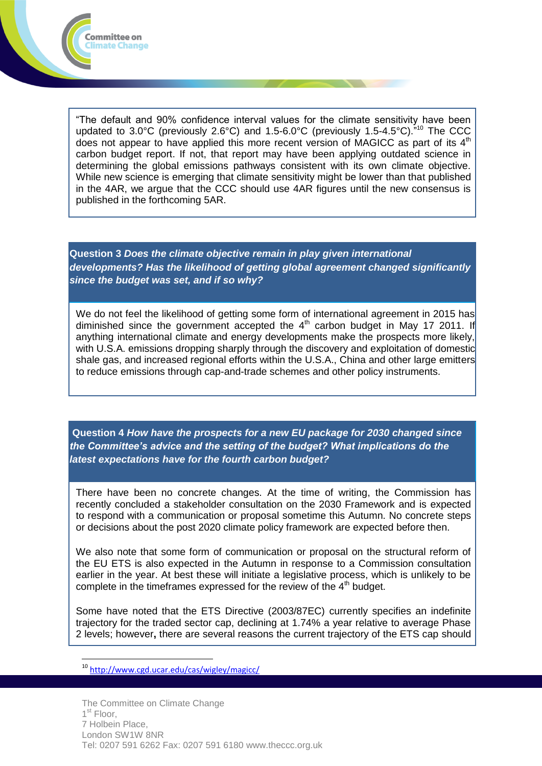"The default and 90% confidence interval values for the climate sensitivity have been updated to 3.0°C (previously 2.6°C) and 1.5-6.0°C (previously 1.5-4.5°C)."[10] The CCC does not appear to have applied this more recent version of MAGICC as part of its 4th carbon budget report. If not, that report may have been applying outdated science in determining the global emissions pathways consistent with its own climate objective. While new science is emerging that climate sensitivity might be lower than that published in the 4AR, we argue that the CCC should use 4AR figures until the new consensus is published in the forthcoming 5AR.

**Question 3** ***Does the climate objective remain in play given international developments? Has the likelihood of getting global agreement changed significantly since the budget was set, and if so why?***

We do not feel the likelihood of getting some form of international agreement in 2015 has diminished since the government accepted the 4th carbon budget in May 17 2011. If anything international climate and energy developments make the prospects more likely, with U.S.A. emissions dropping sharply through the discovery and exploitation of domestic shale gas, and increased regional efforts within the U.S.A., China and other large emitters to reduce emissions through cap-and-trade schemes and other policy instruments.

**Question 4** ***How have the prospects for a new EU package for 2030 changed since the Committee's advice and the setting of the budget? What implications do the latest expectations have for the fourth carbon budget?***

There have been no concrete changes. At the time of writing, the Commission has recently concluded a stakeholder consultation on the 2030 Framework and is expected to respond with a communication or proposal sometime this Autumn. No concrete steps or decisions about the post 2020 climate policy framework are expected before then.

We also note that some form of communication or proposal on the structural reform of the EU ETS is also expected in the Autumn in response to a Commission consultation earlier in the year. At best these will initiate a legislative process, which is unlikely to be complete in the timeframes expressed for the review of the 4th budget.

Some have noted that the ETS Directive (2003/87EC) currently specifies an indefinite trajectory for the traded sector cap, declining at 1.74% a year relative to average Phase 2 levels; however**,** there are several reasons the current trajectory of the ETS cap should

[10] http://www.cgd.ucar.edu/cas/wigley/magicc/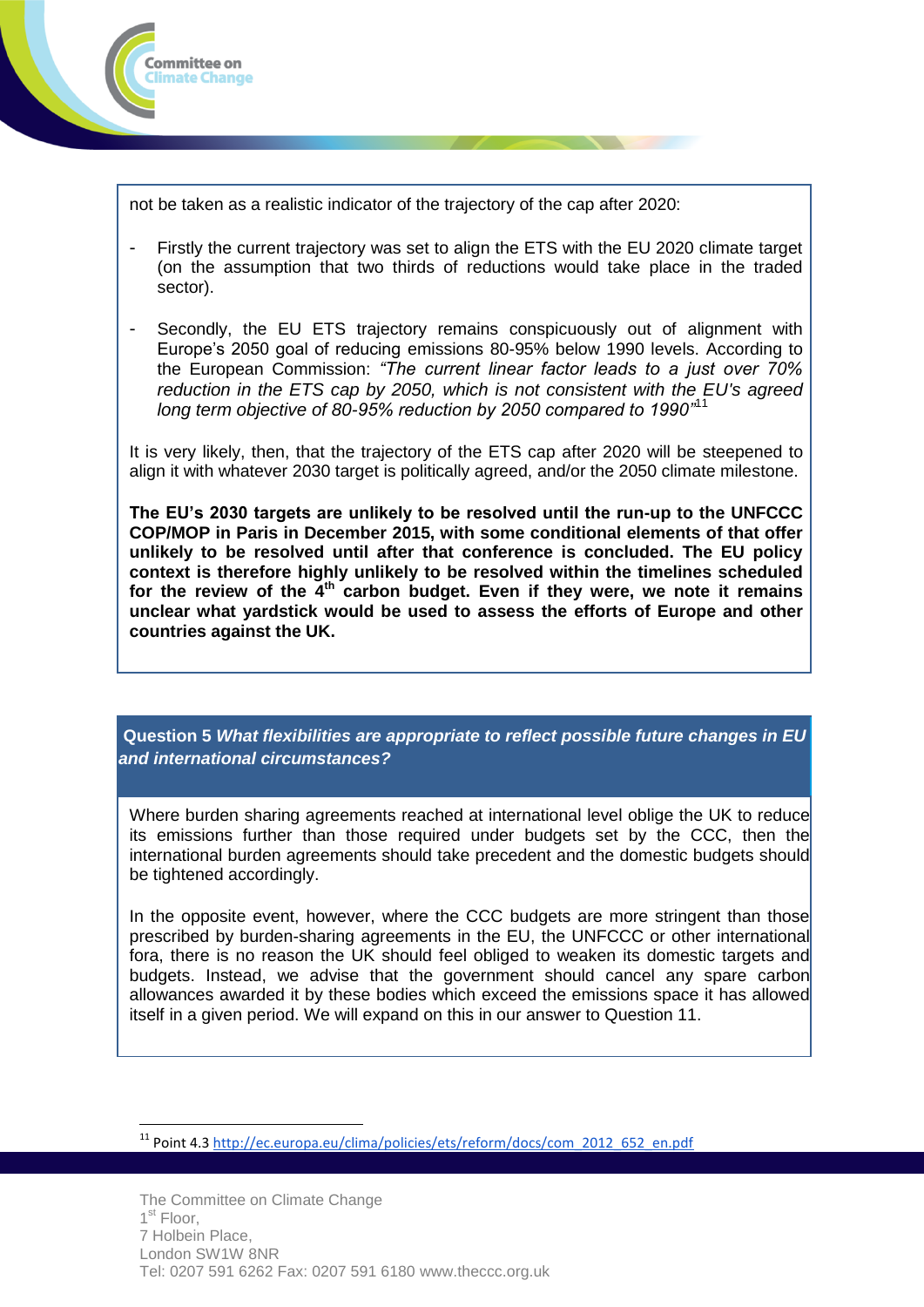not be taken as a realistic indicator of the trajectory of the cap after 2020:

- Firstly the current trajectory was set to align the ETS with the EU 2020 climate target (on the assumption that two thirds of reductions would take place in the traded sector).

- Secondly, the EU ETS trajectory remains conspicuously out of alignment with Europe's 2050 goal of reducing emissions 80-95% below 1990 levels. According to the European Commission: *"The current linear factor leads to a just over 70% reduction in the ETS cap by 2050, which is not consistent with the EU's agreed long term objective of 80-95% reduction by 2050 compared to 1990"*[11]

It is very likely, then, that the trajectory of the ETS cap after 2020 will be steepened to align it with whatever 2030 target is politically agreed, and/or the 2050 climate milestone.

**The EU's 2030 targets are unlikely to be resolved until the run-up to the UNFCCC COP/MOP in Paris in December 2015, with some conditional elements of that offer unlikely to be resolved until after that conference is concluded. The EU policy context is therefore highly unlikely to be resolved within the timelines scheduled for the review of the 4th carbon budget. Even if they were, we note it remains unclear what yardstick would be used to assess the efforts of Europe and other countries against the UK.**

### Question 5 *What flexibilities are appropriate to reflect possible future changes in EU and international circumstances?*

Where burden sharing agreements reached at international level oblige the UK to reduce its emissions further than those required under budgets set by the CCC, then the international burden agreements should take precedent and the domestic budgets should be tightened accordingly.

In the opposite event, however, where the CCC budgets are more stringent than those prescribed by burden-sharing agreements in the EU, the UNFCCC or other international fora, there is no reason the UK should feel obliged to weaken its domestic targets and budgets. Instead, we advise that the government should cancel any spare carbon allowances awarded it by these bodies which exceed the emissions space it has allowed itself in a given period. We will expand on this in our answer to Question 11.

[11] Point 4.3 http://ec.europa.eu/clima/policies/ets/reform/docs/com_2012_652_en.pdf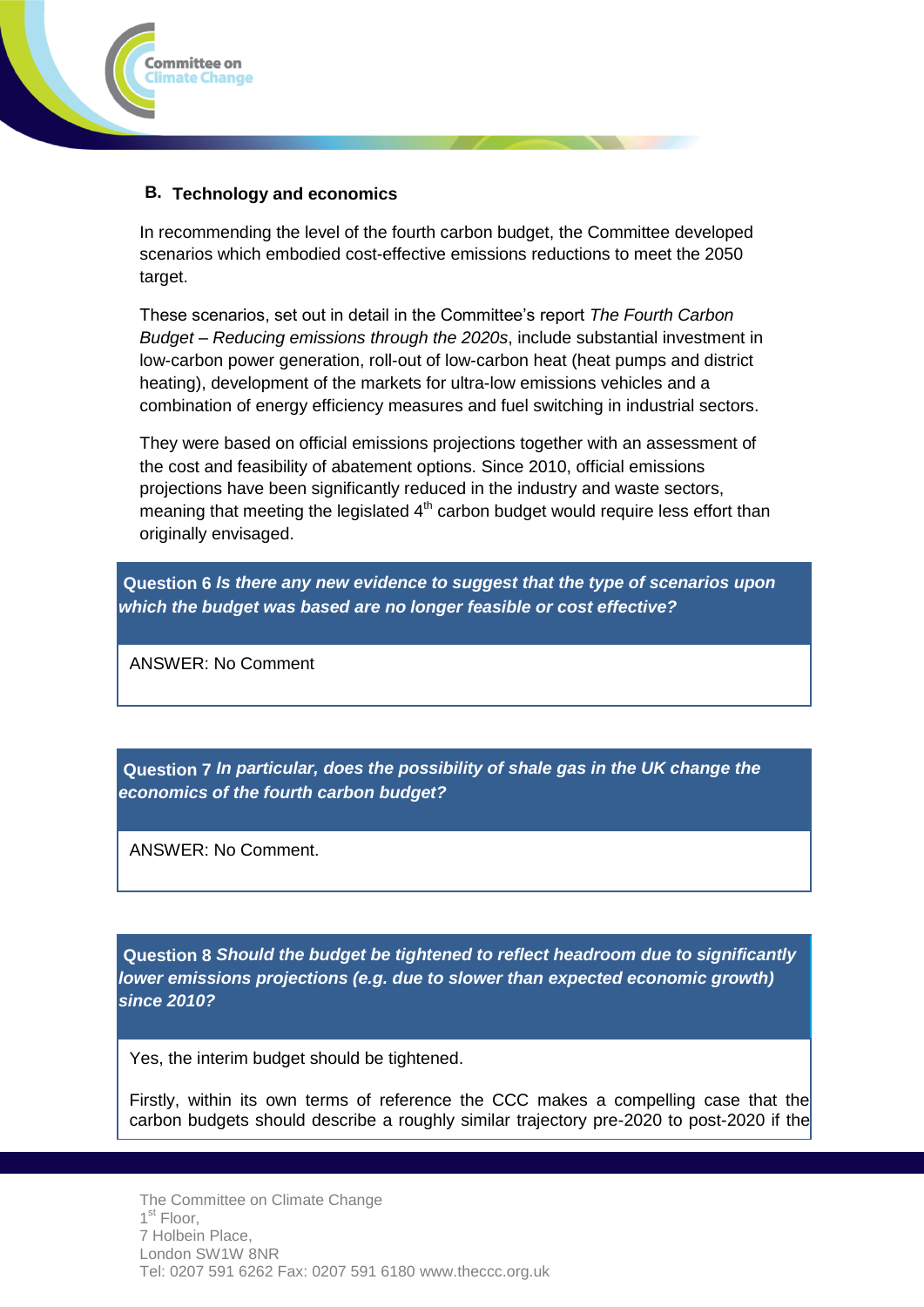## B. Technology and economics

In recommending the level of the fourth carbon budget, the Committee developed scenarios which embodied cost-effective emissions reductions to meet the 2050 target.

These scenarios, set out in detail in the Committee's report *The Fourth Carbon Budget – Reducing emissions through the 2020s*, include substantial investment in low-carbon power generation, roll-out of low-carbon heat (heat pumps and district heating), development of the markets for ultra-low emissions vehicles and a combination of energy efficiency measures and fuel switching in industrial sectors.

They were based on official emissions projections together with an assessment of the cost and feasibility of abatement options. Since 2010, official emissions projections have been significantly reduced in the industry and waste sectors, meaning that meeting the legislated 4th carbon budget would require less effort than originally envisaged.

**Question 6** ***Is there any new evidence to suggest that the type of scenarios upon which the budget was based are no longer feasible or cost effective?***

ANSWER: No Comment

**Question 7** ***In particular, does the possibility of shale gas in the UK change the economics of the fourth carbon budget?***

ANSWER: No Comment.

**Question 8** ***Should the budget be tightened to reflect headroom due to significantly lower emissions projections (e.g. due to slower than expected economic growth) since 2010?***

Yes, the interim budget should be tightened.

Firstly, within its own terms of reference the CCC makes a compelling case that the carbon budgets should describe a roughly similar trajectory pre-2020 to post-2020 if the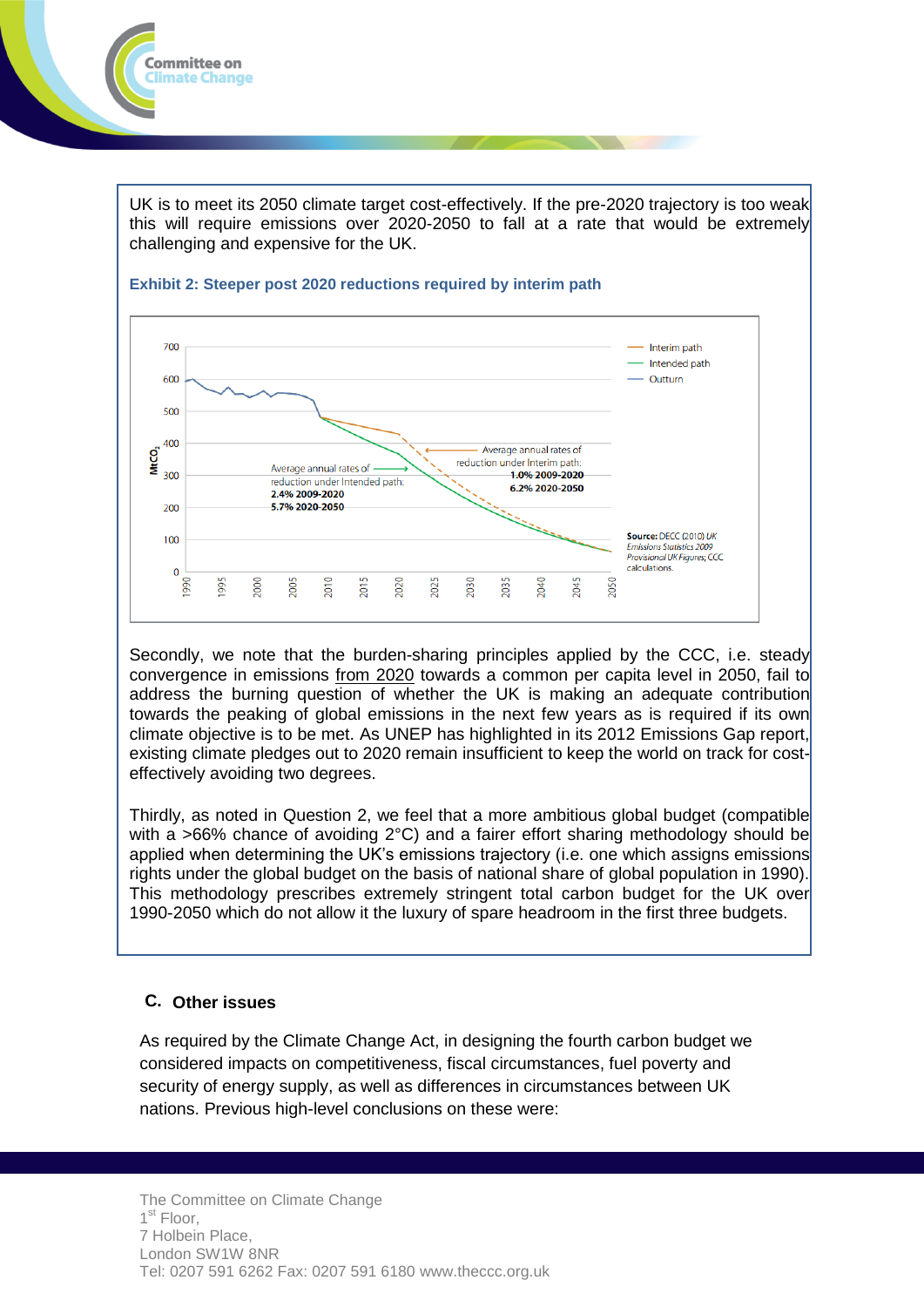UK is to meet its 2050 climate target cost-effectively. If the pre-2020 trajectory is too weak this will require emissions over 2020-2050 to fall at a rate that would be extremely challenging and expensive for the UK.

**Exhibit 2: Steeper post 2020 reductions required by interim path**

Secondly, we note that the burden-sharing principles applied by the CCC, i.e. steady convergence in emissions from 2020 towards a common per capita level in 2050, fail to address the burning question of whether the UK is making an adequate contribution towards the peaking of global emissions in the next few years as is required if its own climate objective is to be met. As UNEP has highlighted in its 2012 Emissions Gap report, existing climate pledges out to 2020 remain insufficient to keep the world on track for cost-effectively avoiding two degrees.

Thirdly, as noted in Question 2, we feel that a more ambitious global budget (compatible with a >66% chance of avoiding 2°C) and a fairer effort sharing methodology should be applied when determining the UK's emissions trajectory (i.e. one which assigns emissions rights under the global budget on the basis of national share of global population in 1990). This methodology prescribes extremely stringent total carbon budget for the UK over 1990-2050 which do not allow it the luxury of spare headroom in the first three budgets.

## C. Other issues

As required by the Climate Change Act, in designing the fourth carbon budget we considered impacts on competitiveness, fiscal circumstances, fuel poverty and security of energy supply, as well as differences in circumstances between UK nations. Previous high-level conclusions on these were: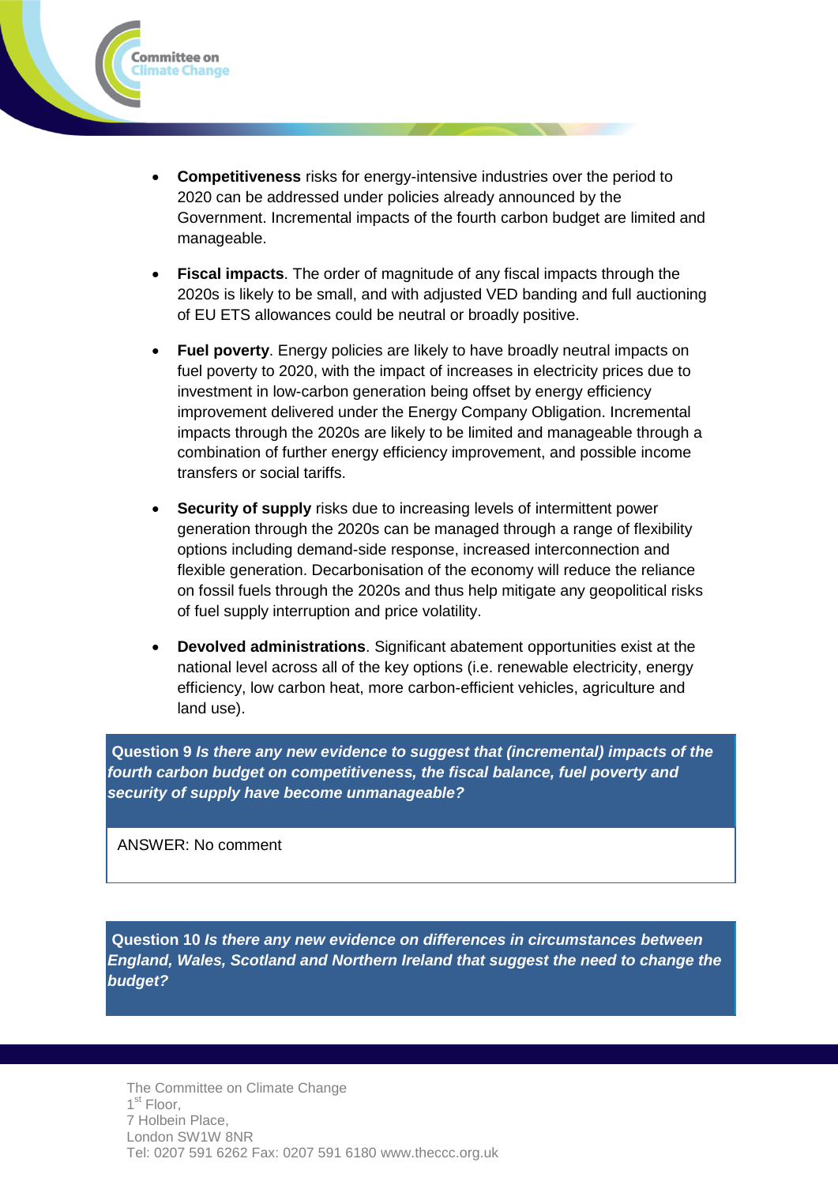- **Competitiveness** risks for energy-intensive industries over the period to 2020 can be addressed under policies already announced by the Government. Incremental impacts of the fourth carbon budget are limited and manageable.

- **Fiscal impacts**. The order of magnitude of any fiscal impacts through the 2020s is likely to be small, and with adjusted VED banding and full auctioning of EU ETS allowances could be neutral or broadly positive.

- **Fuel poverty**. Energy policies are likely to have broadly neutral impacts on fuel poverty to 2020, with the impact of increases in electricity prices due to investment in low-carbon generation being offset by energy efficiency improvement delivered under the Energy Company Obligation. Incremental impacts through the 2020s are likely to be limited and manageable through a combination of further energy efficiency improvement, and possible income transfers or social tariffs.

- **Security of supply** risks due to increasing levels of intermittent power generation through the 2020s can be managed through a range of flexibility options including demand-side response, increased interconnection and flexible generation. Decarbonisation of the economy will reduce the reliance on fossil fuels through the 2020s and thus help mitigate any geopolitical risks of fuel supply interruption and price volatility.

- **Devolved administrations**. Significant abatement opportunities exist at the national level across all of the key options (i.e. renewable electricity, energy efficiency, low carbon heat, more carbon-efficient vehicles, agriculture and land use).

**Question 9** ***Is there any new evidence to suggest that (incremental) impacts of the fourth carbon budget on competitiveness, the fiscal balance, fuel poverty and security of supply have become unmanageable?***

ANSWER: No comment

**Question 10** ***Is there any new evidence on differences in circumstances between England, Wales, Scotland and Northern Ireland that suggest the need to change the budget?***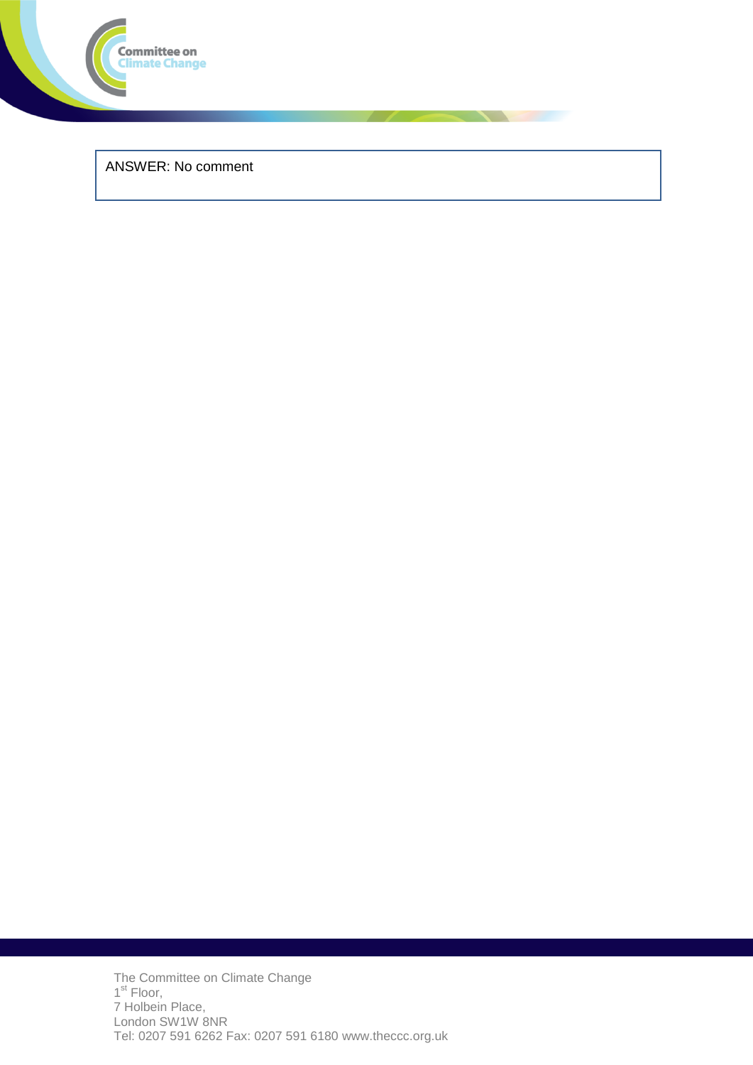ANSWER: No comment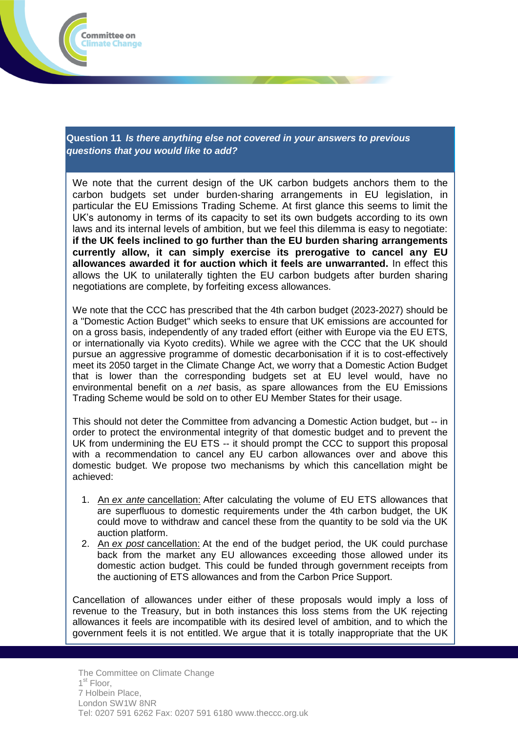**Question 11** ***Is there anything else not covered in your answers to previous questions that you would like to add?***

We note that the current design of the UK carbon budgets anchors them to the carbon budgets set under burden-sharing arrangements in EU legislation, in particular the EU Emissions Trading Scheme. At first glance this seems to limit the UK's autonomy in terms of its capacity to set its own budgets according to its own laws and its internal levels of ambition, but we feel this dilemma is easy to negotiate: **if the UK feels inclined to go further than the EU burden sharing arrangements currently allow, it can simply exercise its prerogative to cancel any EU allowances awarded it for auction which it feels are unwarranted.** In effect this allows the UK to unilaterally tighten the EU carbon budgets after burden sharing negotiations are complete, by forfeiting excess allowances.

We note that the CCC has prescribed that the 4th carbon budget (2023-2027) should be a "Domestic Action Budget" which seeks to ensure that UK emissions are accounted for on a gross basis, independently of any traded effort (either with Europe via the EU ETS, or internationally via Kyoto credits). While we agree with the CCC that the UK should pursue an aggressive programme of domestic decarbonisation if it is to cost-effectively meet its 2050 target in the Climate Change Act, we worry that a Domestic Action Budget that is lower than the corresponding budgets set at EU level would, have no environmental benefit on a *net* basis, as spare allowances from the EU Emissions Trading Scheme would be sold on to other EU Member States for their usage.

This should not deter the Committee from advancing a Domestic Action budget, but -- in order to protect the environmental integrity of that domestic budget and to prevent the UK from undermining the EU ETS -- it should prompt the CCC to support this proposal with a recommendation to cancel any EU carbon allowances over and above this domestic budget. We propose two mechanisms by which this cancellation might be achieved:

1. An *ex ante* cancellation: After calculating the volume of EU ETS allowances that are superfluous to domestic requirements under the 4th carbon budget, the UK could move to withdraw and cancel these from the quantity to be sold via the UK auction platform.
2. An *ex post* cancellation: At the end of the budget period, the UK could purchase back from the market any EU allowances exceeding those allowed under its domestic action budget. This could be funded through government receipts from the auctioning of ETS allowances and from the Carbon Price Support.

Cancellation of allowances under either of these proposals would imply a loss of revenue to the Treasury, but in both instances this loss stems from the UK rejecting allowances it feels are incompatible with its desired level of ambition, and to which the government feels it is not entitled. We argue that it is totally inappropriate that the UK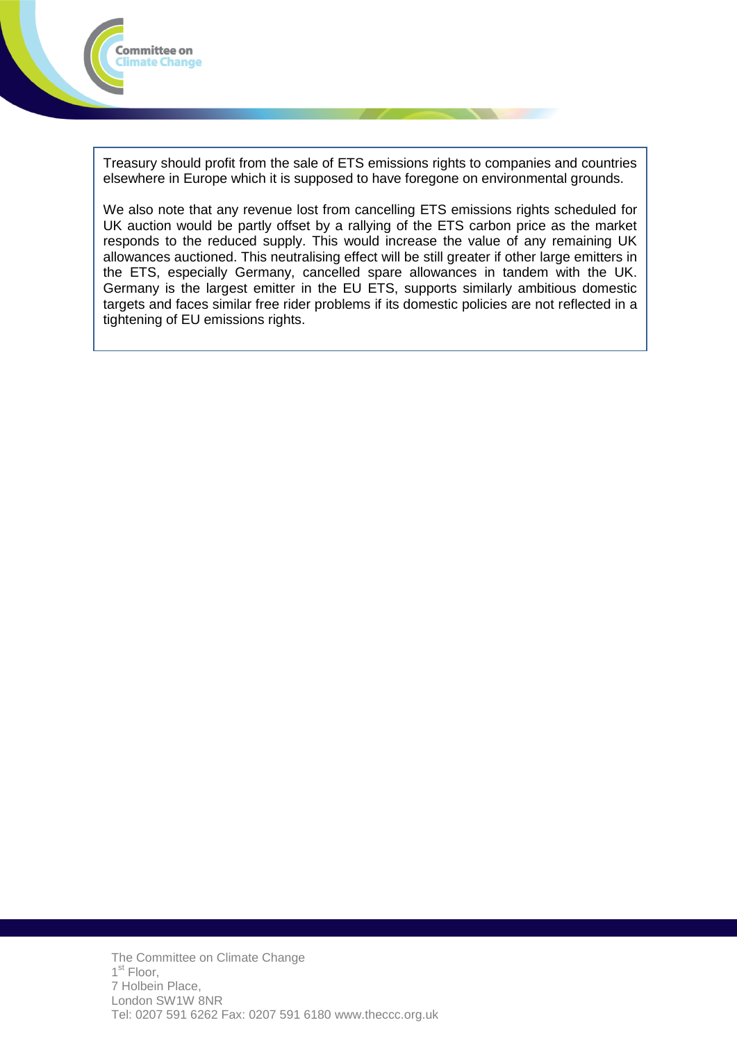Treasury should profit from the sale of ETS emissions rights to companies and countries elsewhere in Europe which it is supposed to have foregone on environmental grounds.

We also note that any revenue lost from cancelling ETS emissions rights scheduled for UK auction would be partly offset by a rallying of the ETS carbon price as the market responds to the reduced supply. This would increase the value of any remaining UK allowances auctioned. This neutralising effect will be still greater if other large emitters in the ETS, especially Germany, cancelled spare allowances in tandem with the UK. Germany is the largest emitter in the EU ETS, supports similarly ambitious domestic targets and faces similar free rider problems if its domestic policies are not reflected in a tightening of EU emissions rights.

The Committee on Climate Change
1st Floor,
7 Holbein Place,
London SW1W 8NR
Tel: 0207 591 6262 Fax: 0207 591 6180 www.theccc.org.uk